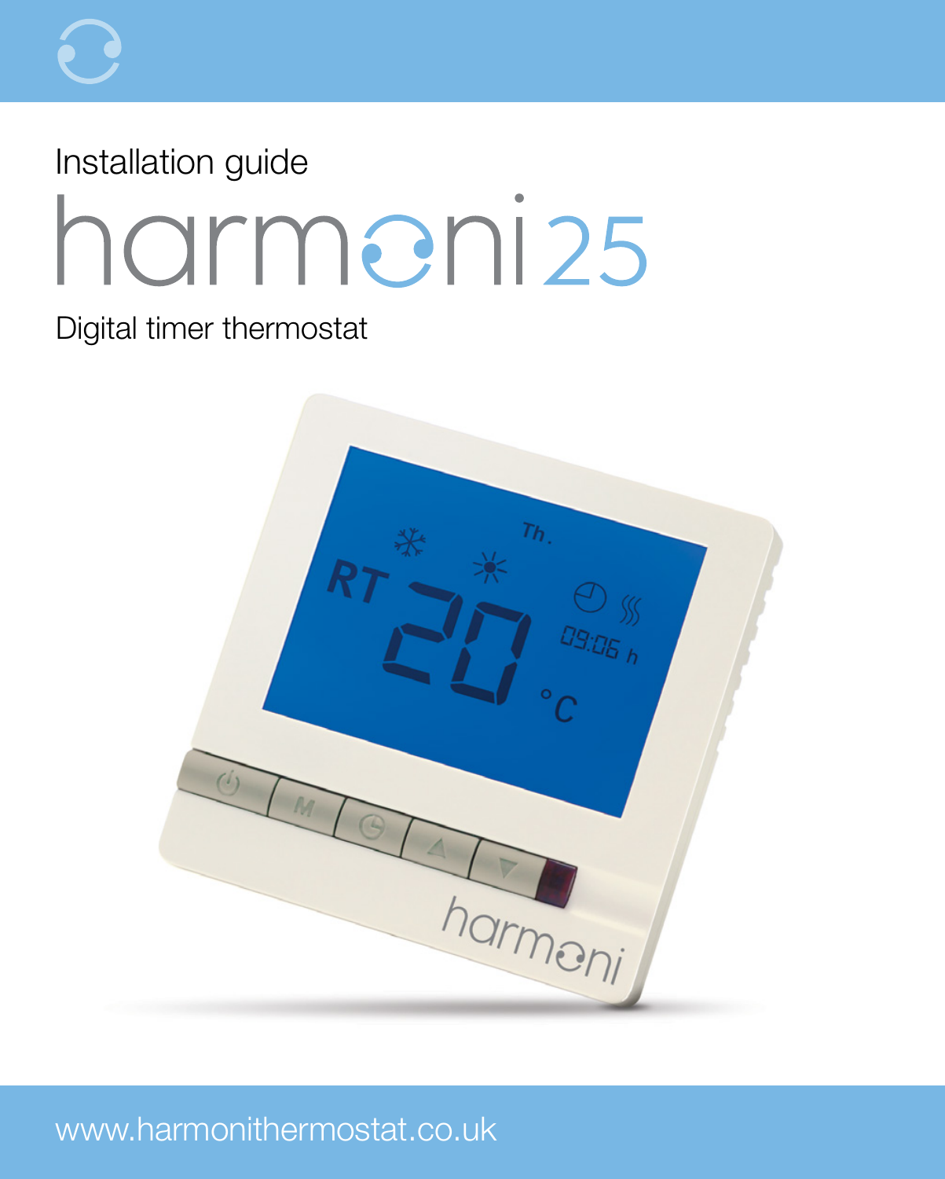Installation guide

# harmoni25

Digital timer thermostat

www.harmonithermostat.co.uk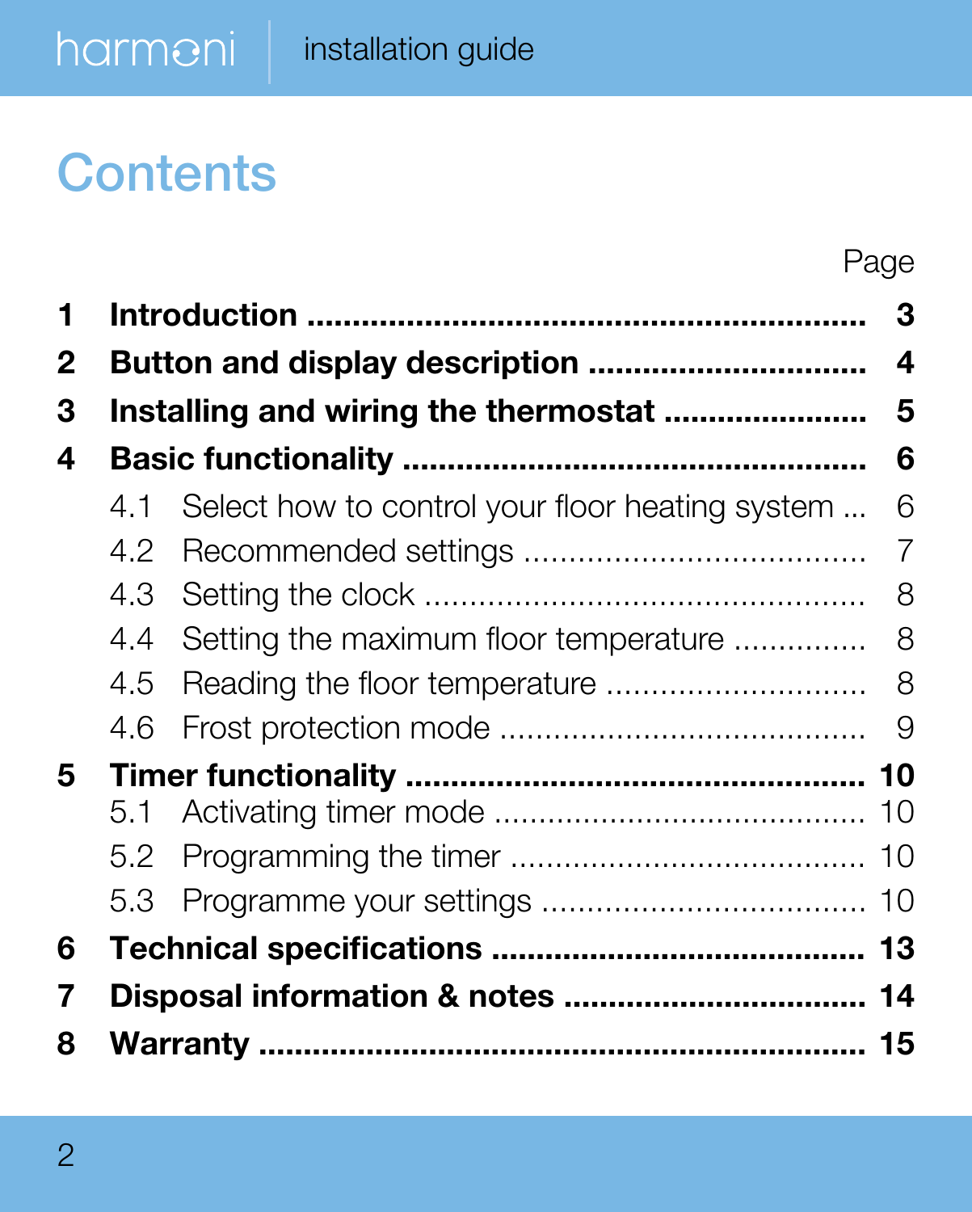# Contents

| | | Page |
|---|---|---|
| **1** | **Introduction** | **3** |
| **2** | **Button and display description** | **4** |
| **3** | **Installing and wiring the thermostat** | **5** |
| **4** | **Basic functionality** | **6** |
| | 4.1 Select how to control your floor heating system | 6 |
| | 4.2 Recommended settings | 7 |
| | 4.3 Setting the clock | 8 |
| | 4.4 Setting the maximum floor temperature | 8 |
| | 4.5 Reading the floor temperature | 8 |
| | 4.6 Frost protection mode | 9 |
| **5** | **Timer functionality** | **10** |
| | 5.1 Activating timer mode | 10 |
| | 5.2 Programming the timer | 10 |
| | 5.3 Programme your settings | 10 |
| **6** | **Technical specifications** | **13** |
| **7** | **Disposal information & notes** | **14** |
| **8** | **Warranty** | **15** |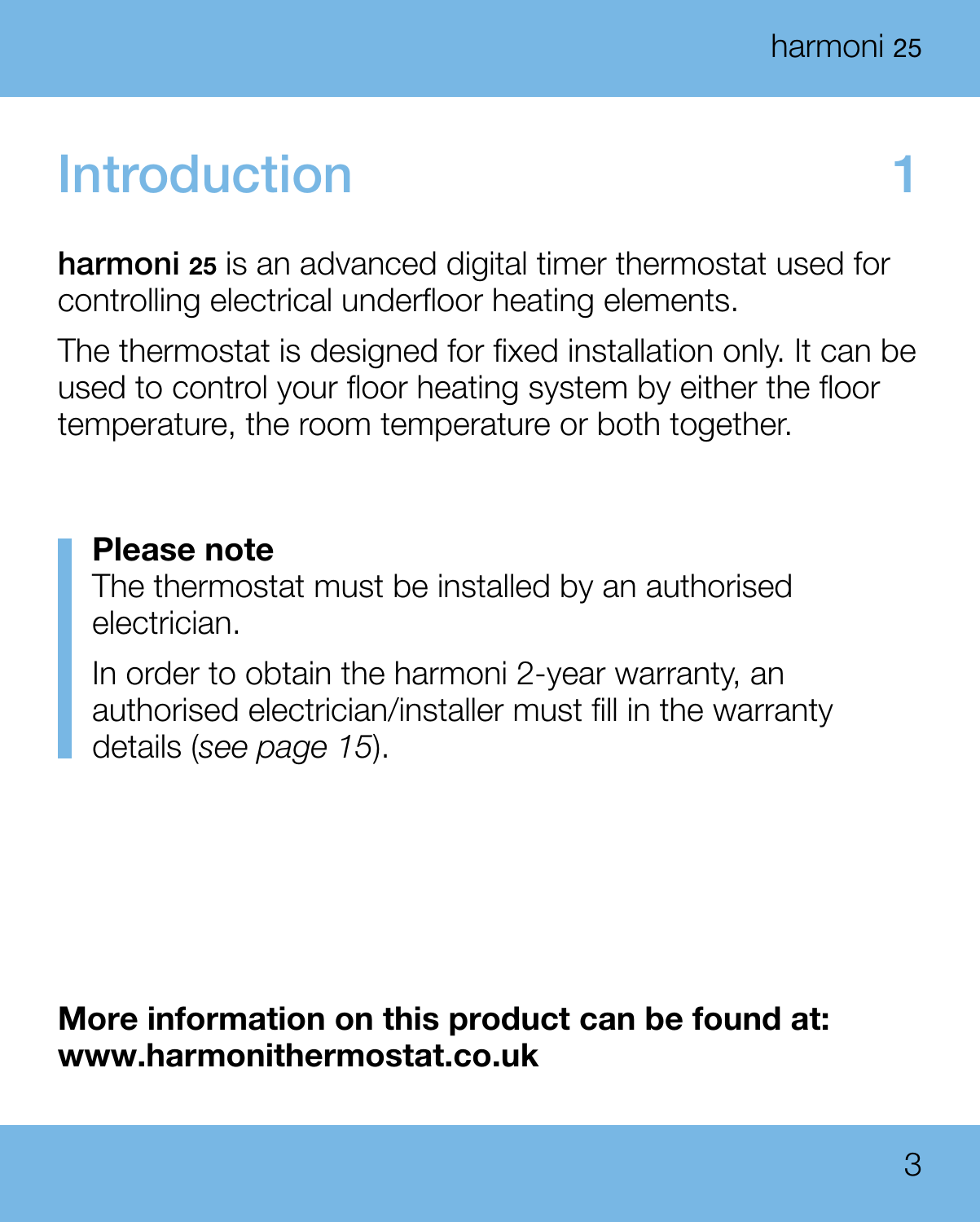# Introduction 1

**harmoni 25** is an advanced digital timer thermostat used for controlling electrical underfloor heating elements.

The thermostat is designed for fixed installation only. It can be used to control your floor heating system by either the floor temperature, the room temperature or both together.

> **Please note**
> The thermostat must be installed by an authorised electrician.
>
> In order to obtain the harmoni 2-year warranty, an authorised electrician/installer must fill in the warranty details (*see page 15*).

**More information on this product can be found at:**
**www.harmonithermostat.co.uk**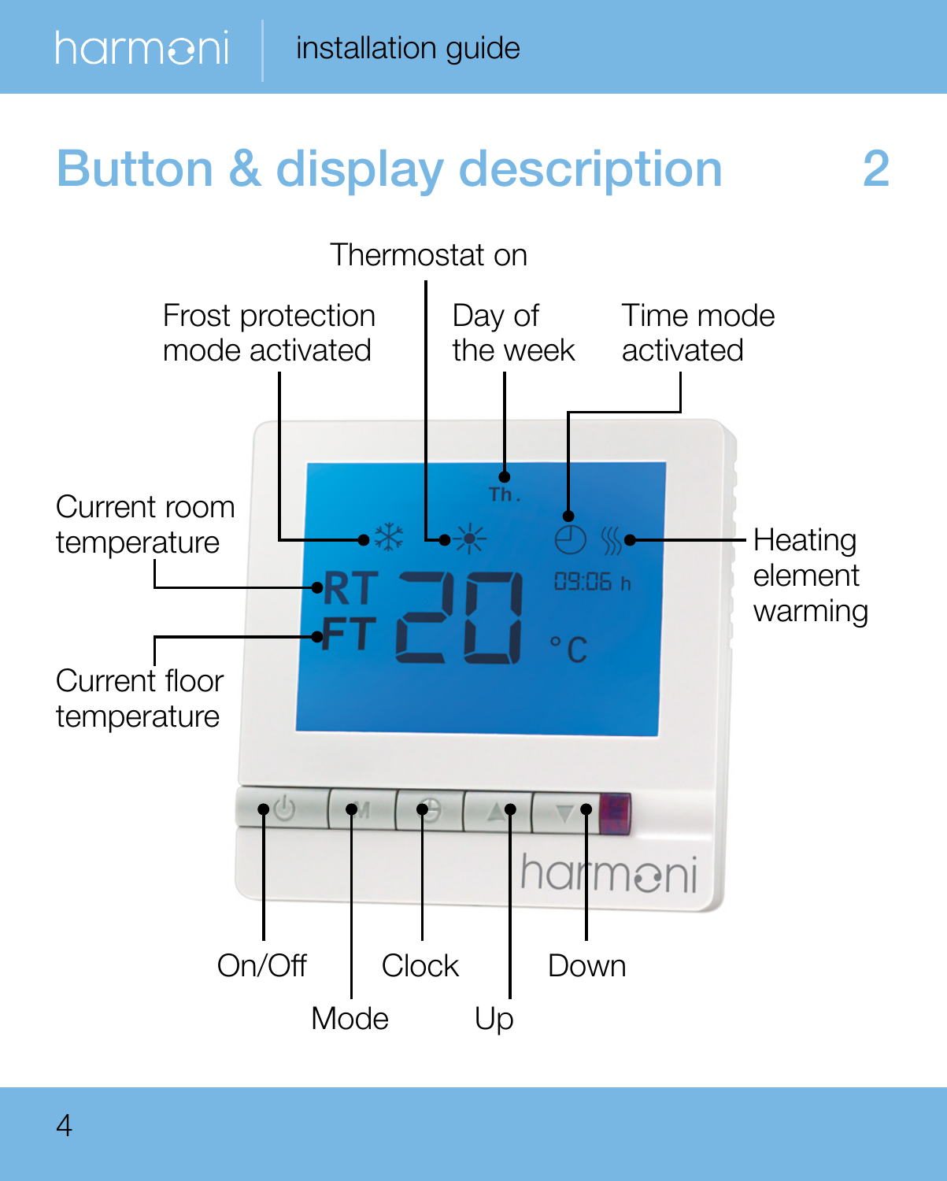## Button & display description 2

Thermostat on

Frost protection mode activated

Day of the week

Time mode activated

Current room temperature

Heating element warming

Current floor temperature

On/Off

Clock

Down

Mode

Up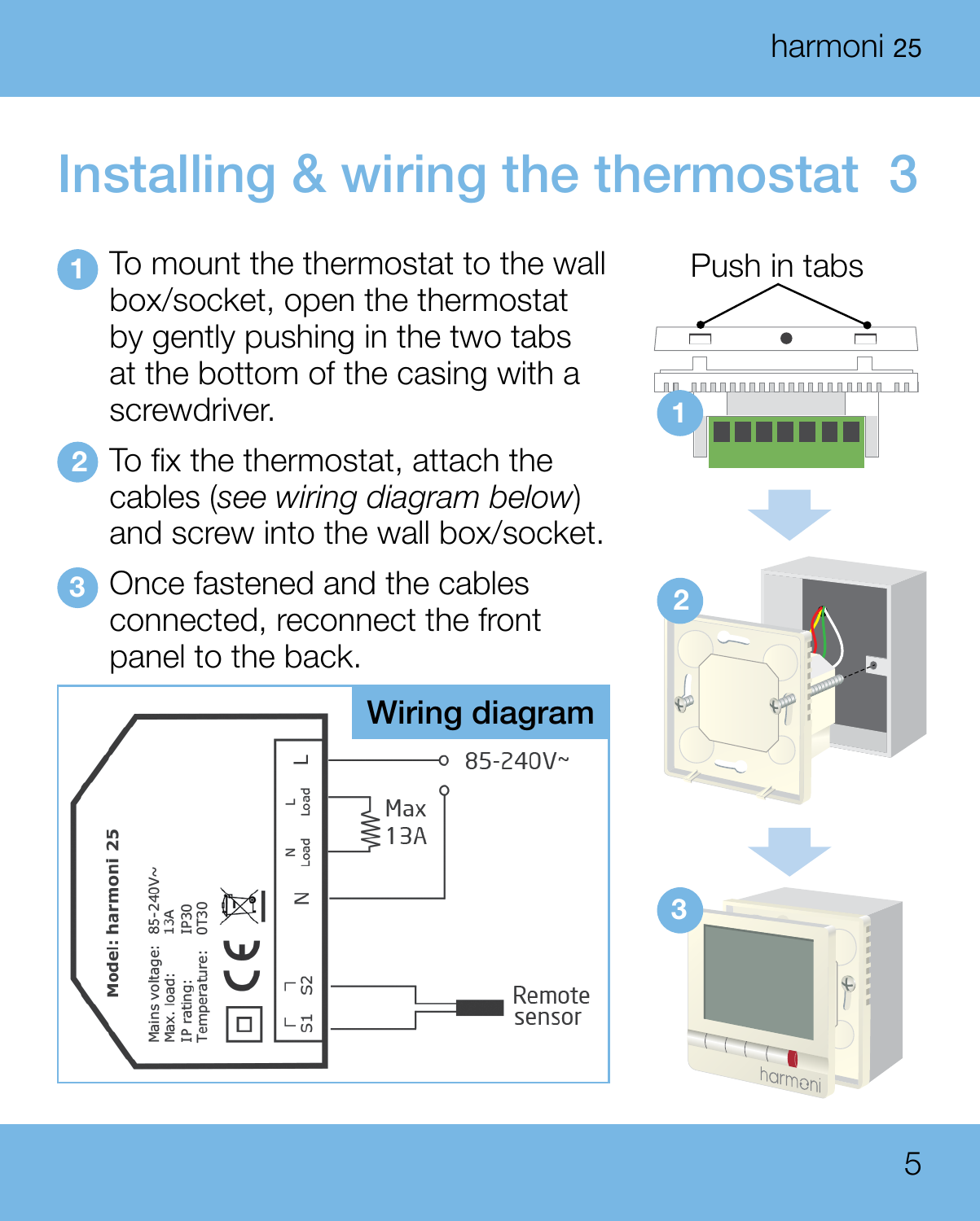# Installing & wiring the thermostat 3

1. To mount the thermostat to the wall box/socket, open the thermostat by gently pushing in the two tabs at the bottom of the casing with a screwdriver.
2. To fix the thermostat, attach the cables (*see wiring diagram below*) and screw into the wall box/socket.
3. Once fastened and the cables connected, reconnect the front panel to the back.

Push in tabs

## Wiring diagram

Model: harmoni 25

Mains voltage: 85-240V~
Max. load: 13A
IP rating: IP30
Temperature: 0T30

L — 85-240V~
L Load — Max 13A
N Load
N
S2 — Remote sensor
S1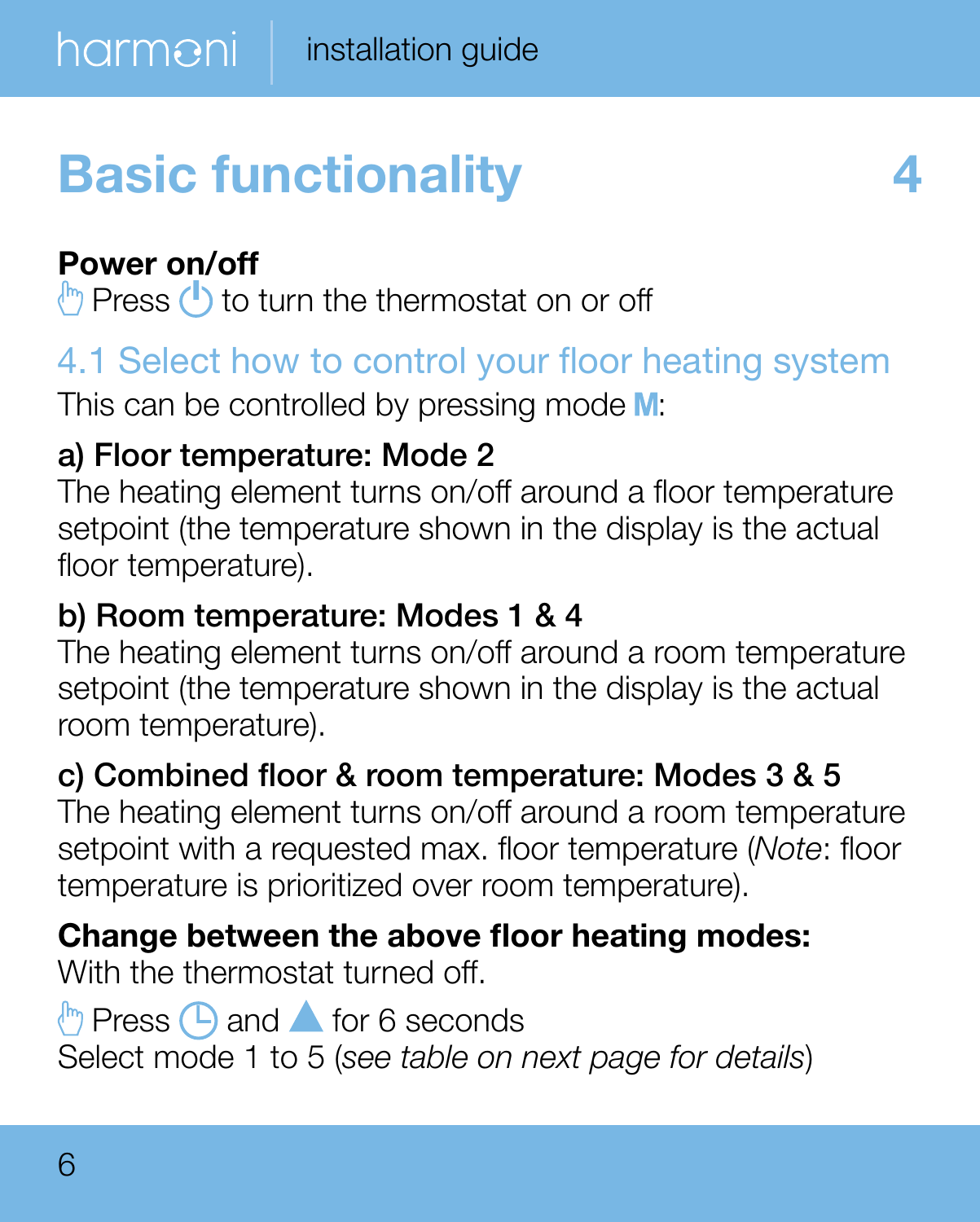# Basic functionality 4

**Power on/off**

Press ⏻ to turn the thermostat on or off

## 4.1 Select how to control your floor heating system

This can be controlled by pressing mode **M**:

**a) Floor temperature: Mode 2**

The heating element turns on/off around a floor temperature setpoint (the temperature shown in the display is the actual floor temperature).

**b) Room temperature: Modes 1 & 4**

The heating element turns on/off around a room temperature setpoint (the temperature shown in the display is the actual room temperature).

**c) Combined floor & room temperature: Modes 3 & 5**

The heating element turns on/off around a room temperature setpoint with a requested max. floor temperature (*Note*: floor temperature is prioritized over room temperature).

**Change between the above floor heating modes:**

With the thermostat turned off.

Press 🕒 and ▲ for 6 seconds

Select mode 1 to 5 (*see table on next page for details*)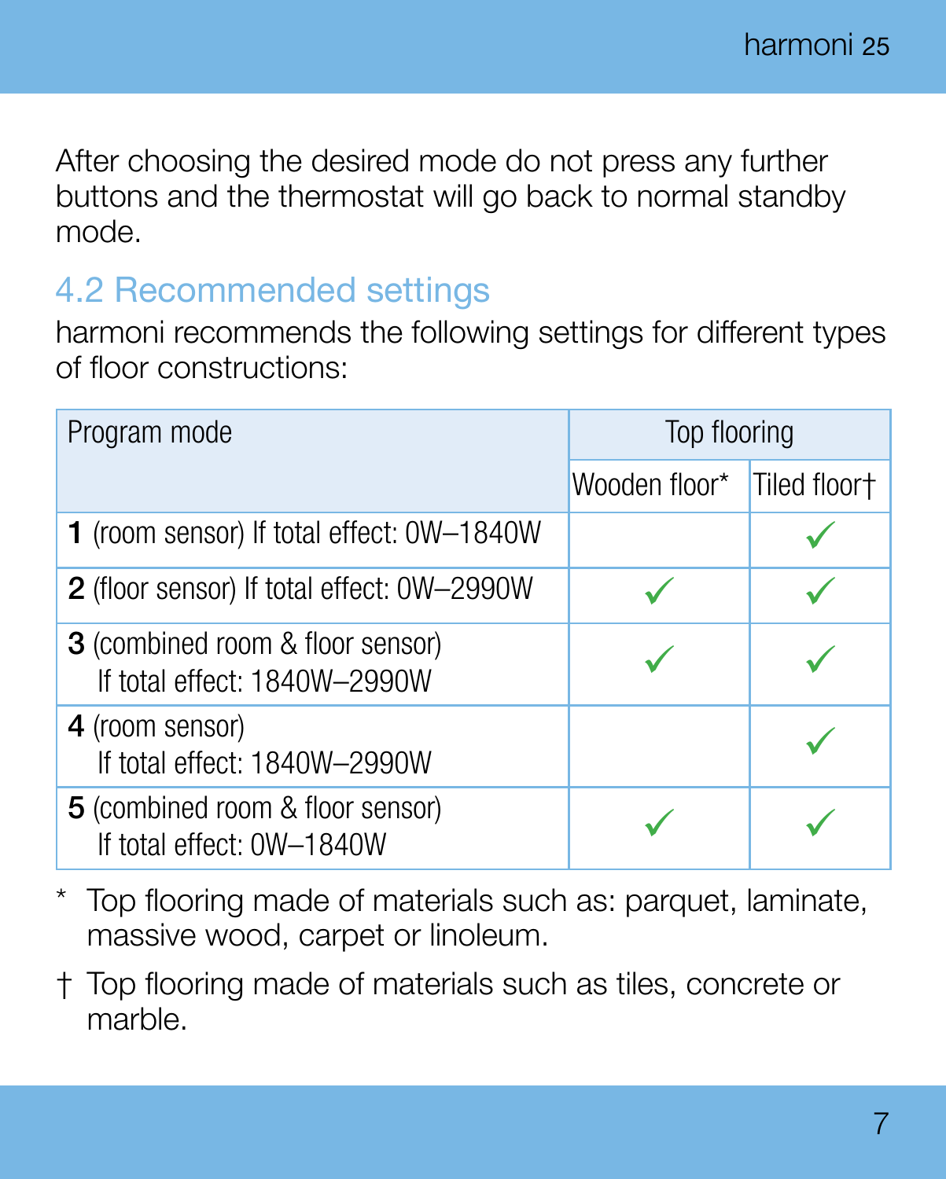After choosing the desired mode do not press any further buttons and the thermostat will go back to normal standby mode.

## 4.2 Recommended settings

harmoni recommends the following settings for different types of floor constructions:

| Program mode | Top flooring | |
|---|---|---|
| | Wooden floor* | Tiled floor† |
| **1** (room sensor) If total effect: 0W–1840W | | ✓ |
| **2** (floor sensor) If total effect: 0W–2990W | ✓ | ✓ |
| **3** (combined room & floor sensor) If total effect: 1840W–2990W | ✓ | ✓ |
| **4** (room sensor) If total effect: 1840W–2990W | | ✓ |
| **5** (combined room & floor sensor) If total effect: 0W–1840W | ✓ | ✓ |

\* Top flooring made of materials such as: parquet, laminate, massive wood, carpet or linoleum.

† Top flooring made of materials such as tiles, concrete or marble.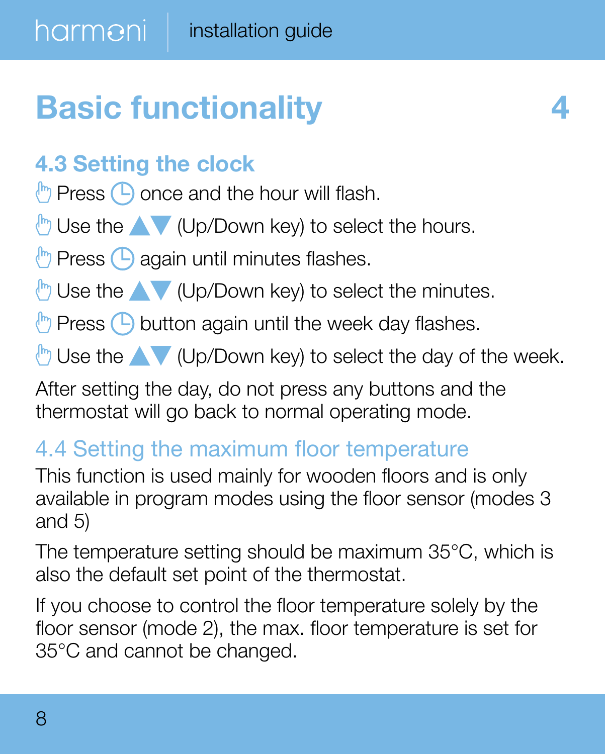# Basic functionality 4

## 4.3 Setting the clock

- Press ⌚ once and the hour will flash.
- Use the ▲▼ (Up/Down key) to select the hours.
- Press ⌚ again until minutes flashes.
- Use the ▲▼ (Up/Down key) to select the minutes.
- Press ⌚ button again until the week day flashes.
- Use the ▲▼ (Up/Down key) to select the day of the week.

After setting the day, do not press any buttons and the thermostat will go back to normal operating mode.

## 4.4 Setting the maximum floor temperature

This function is used mainly for wooden floors and is only available in program modes using the floor sensor (modes 3 and 5)

The temperature setting should be maximum 35°C, which is also the default set point of the thermostat.

If you choose to control the floor temperature solely by the floor sensor (mode 2), the max. floor temperature is set for 35°C and cannot be changed.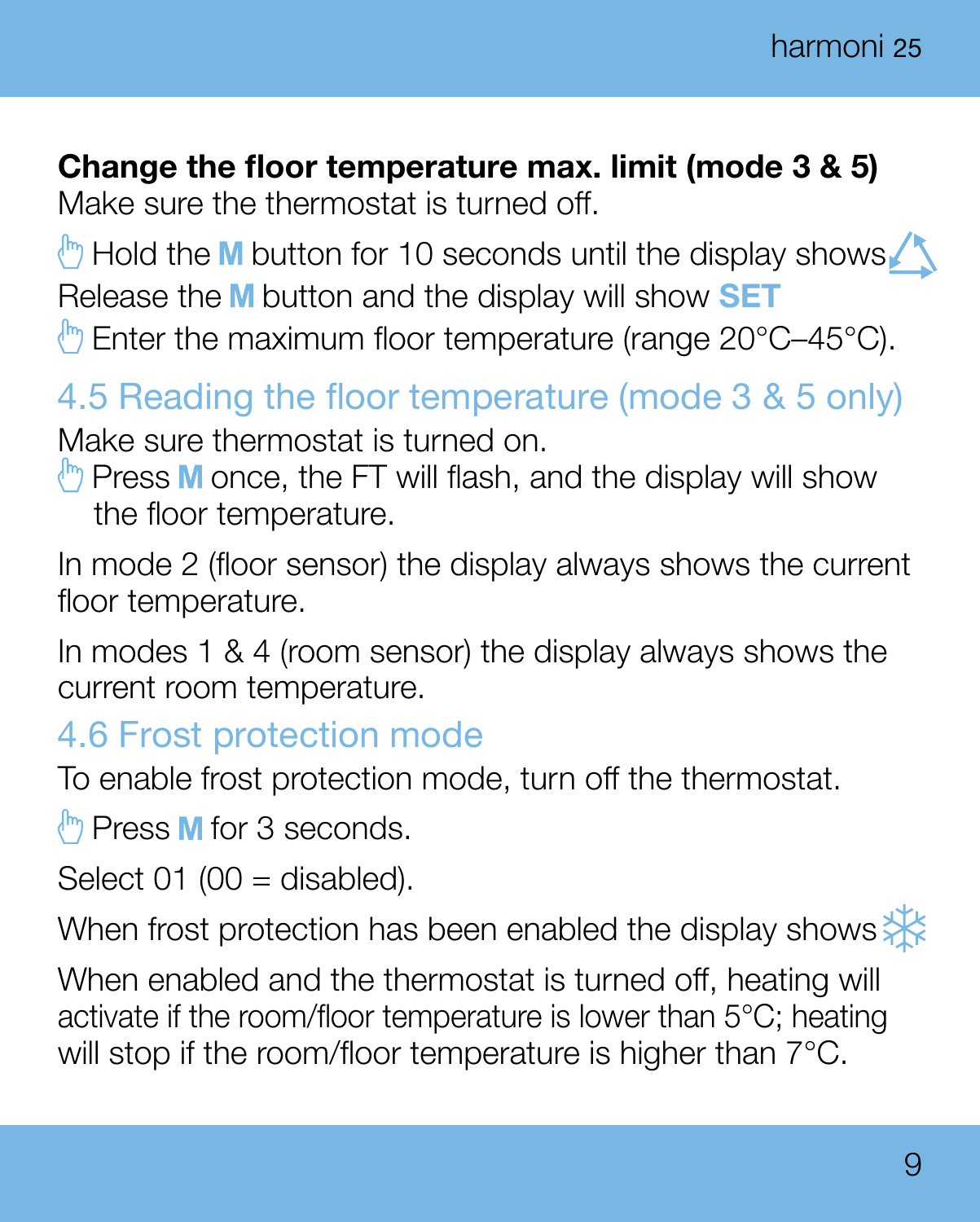**Change the floor temperature max. limit (mode 3 & 5)**
Make sure the thermostat is turned off.

Hold the **M** button for 10 seconds until the display shows

Release the **M** button and the display will show **SET**

Enter the maximum floor temperature (range 20°C–45°C).

## 4.5 Reading the floor temperature (mode 3 & 5 only)

Make sure thermostat is turned on.

Press **M** once, the FT will flash, and the display will show the floor temperature.

In mode 2 (floor sensor) the display always shows the current floor temperature.

In modes 1 & 4 (room sensor) the display always shows the current room temperature.

## 4.6 Frost protection mode

To enable frost protection mode, turn off the thermostat.

Press **M** for 3 seconds.

Select 01 (00 = disabled).

When frost protection has been enabled the display shows

When enabled and the thermostat is turned off, heating will activate if the room/floor temperature is lower than 5°C; heating will stop if the room/floor temperature is higher than 7°C.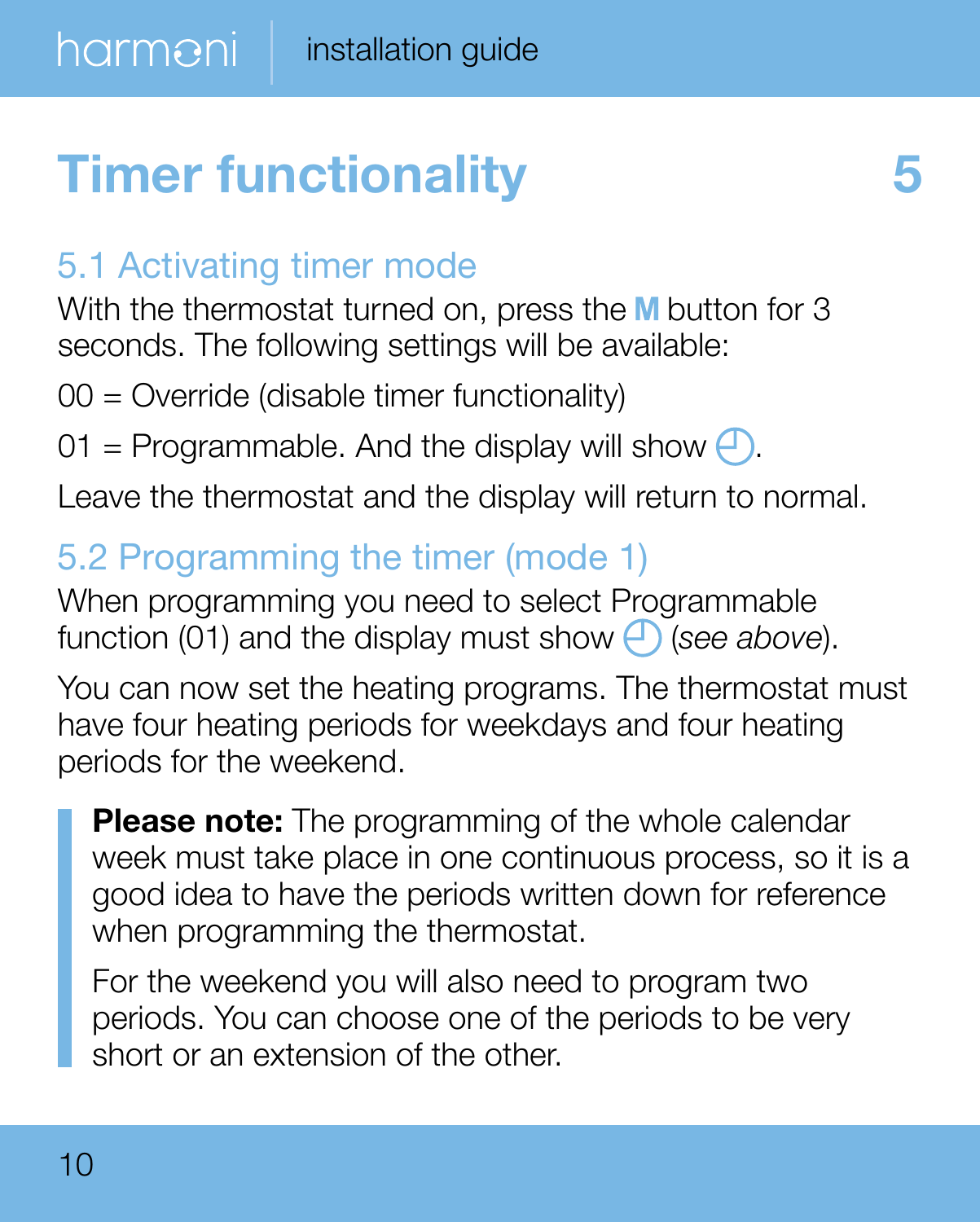# Timer functionality 5

## 5.1 Activating timer mode

With the thermostat turned on, press the **M** button for 3 seconds. The following settings will be available:

00 = Override (disable timer functionality)

01 = Programmable. And the display will show ◴.

Leave the thermostat and the display will return to normal.

## 5.2 Programming the timer (mode 1)

When programming you need to select Programmable function (01) and the display must show ◴ (*see above*).

You can now set the heating programs. The thermostat must have four heating periods for weekdays and four heating periods for the weekend.

> **Please note:** The programming of the whole calendar week must take place in one continuous process, so it is a good idea to have the periods written down for reference when programming the thermostat.
>
> For the weekend you will also need to program two periods. You can choose one of the periods to be very short or an extension of the other.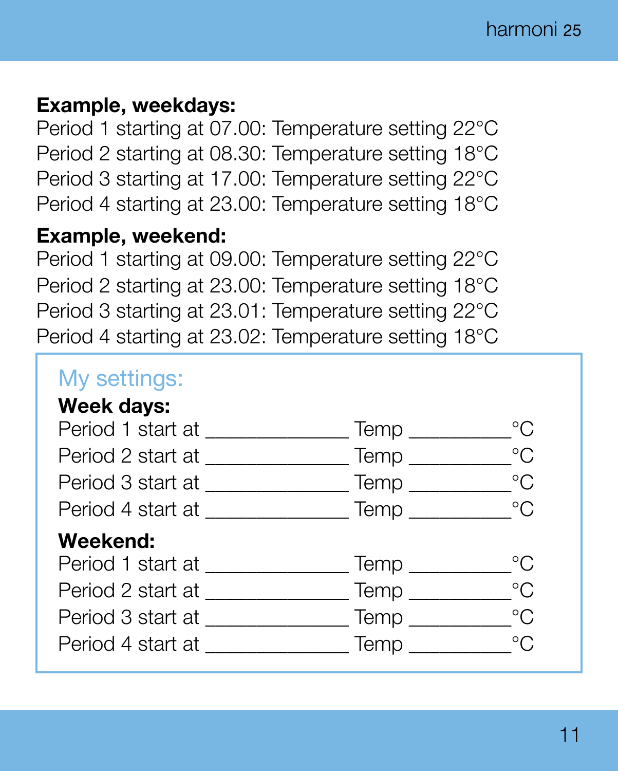**Example, weekdays:**

Period 1 starting at 07.00: Temperature setting 22°C
Period 2 starting at 08.30: Temperature setting 18°C
Period 3 starting at 17.00: Temperature setting 22°C
Period 4 starting at 23.00: Temperature setting 18°C

**Example, weekend:**

Period 1 starting at 09.00: Temperature setting 22°C
Period 2 starting at 23.00: Temperature setting 18°C
Period 3 starting at 23.01: Temperature setting 22°C
Period 4 starting at 23.02: Temperature setting 18°C

## My settings:

**Week days:**

Period 1 start at ______________ Temp __________°C
Period 2 start at ______________ Temp __________°C
Period 3 start at ______________ Temp __________°C
Period 4 start at ______________ Temp __________°C

**Weekend:**

Period 1 start at ______________ Temp __________°C
Period 2 start at ______________ Temp __________°C
Period 3 start at ______________ Temp __________°C
Period 4 start at ______________ Temp __________°C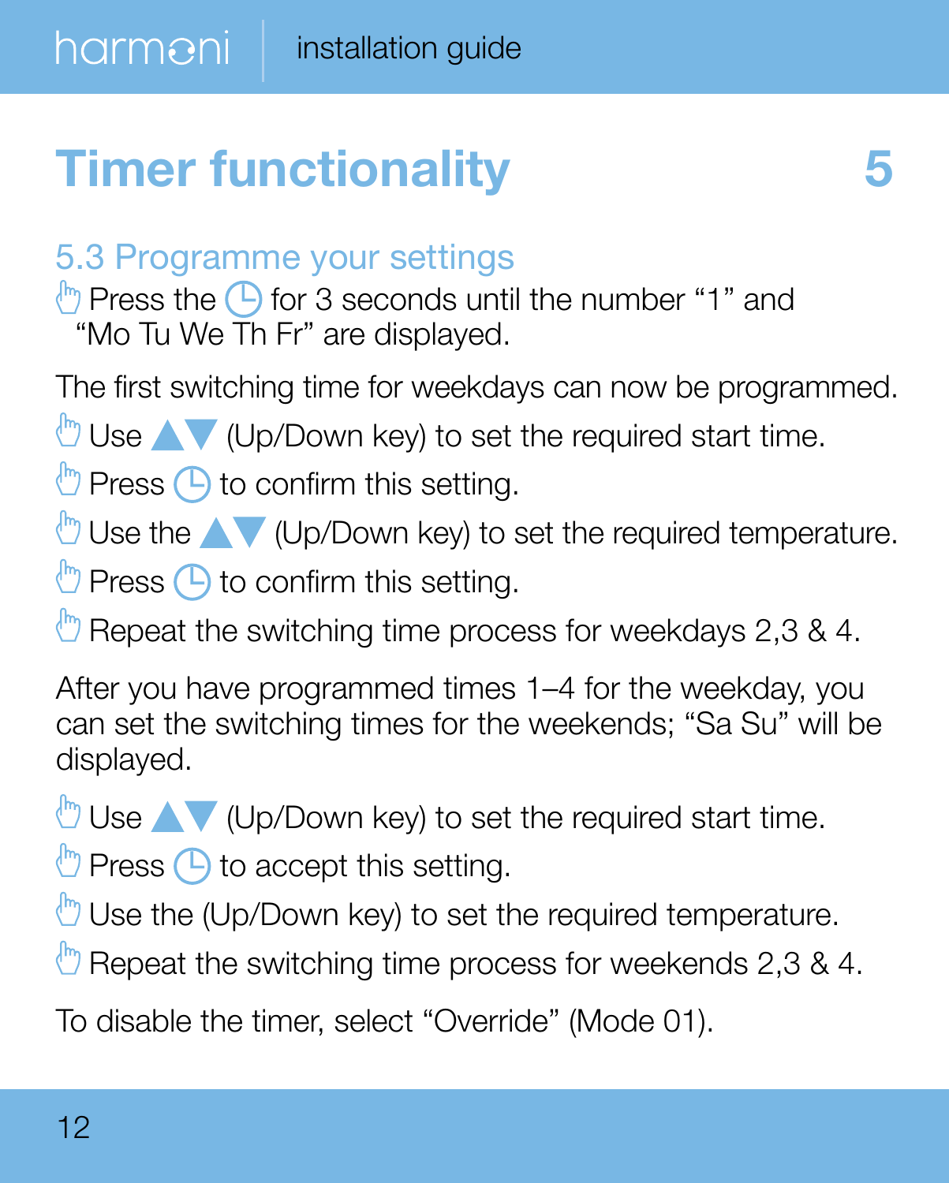# Timer functionality 5

## 5.3 Programme your settings

- Press the ⌚ for 3 seconds until the number “1” and “Mo Tu We Th Fr” are displayed.

The first switching time for weekdays can now be programmed.

- Use ▲▼ (Up/Down key) to set the required start time.
- Press ⌚ to confirm this setting.
- Use the ▲▼ (Up/Down key) to set the required temperature.
- Press ⌚ to confirm this setting.
- Repeat the switching time process for weekdays 2,3 & 4.

After you have programmed times 1–4 for the weekday, you can set the switching times for the weekends; “Sa Su” will be displayed.

- Use ▲▼ (Up/Down key) to set the required start time.
- Press ⌚ to accept this setting.
- Use the (Up/Down key) to set the required temperature.
- Repeat the switching time process for weekends 2,3 & 4.

To disable the timer, select “Override” (Mode 01).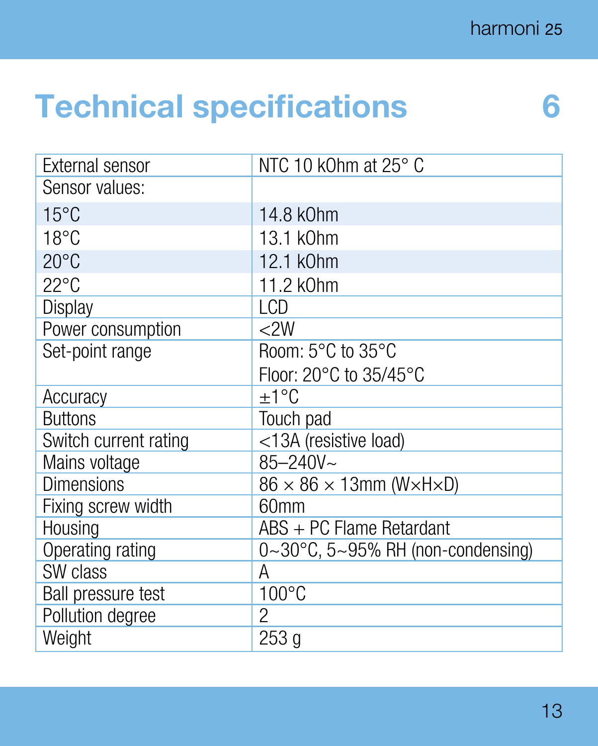# 6 Technical specifications

| External sensor | NTC 10 kOhm at 25° C |
|---|---|
| Sensor values: | |
| 15°C | 14.8 kOhm |
| 18°C | 13.1 kOhm |
| 20°C | 12.1 kOhm |
| 22°C | 11.2 kOhm |
| Display | LCD |
| Power consumption | <2W |
| Set-point range | Room: 5°C to 35°C<br>Floor: 20°C to 35/45°C |
| Accuracy | ±1°C |
| Buttons | Touch pad |
| Switch current rating | <13A (resistive load) |
| Mains voltage | 85–240V~ |
| Dimensions | 86 × 86 × 13mm (W×H×D) |
| Fixing screw width | 60mm |
| Housing | ABS + PC Flame Retardant |
| Operating rating | 0~30°C, 5~95% RH (non-condensing) |
| SW class | A |
| Ball pressure test | 100°C |
| Pollution degree | 2 |
| Weight | 253 g |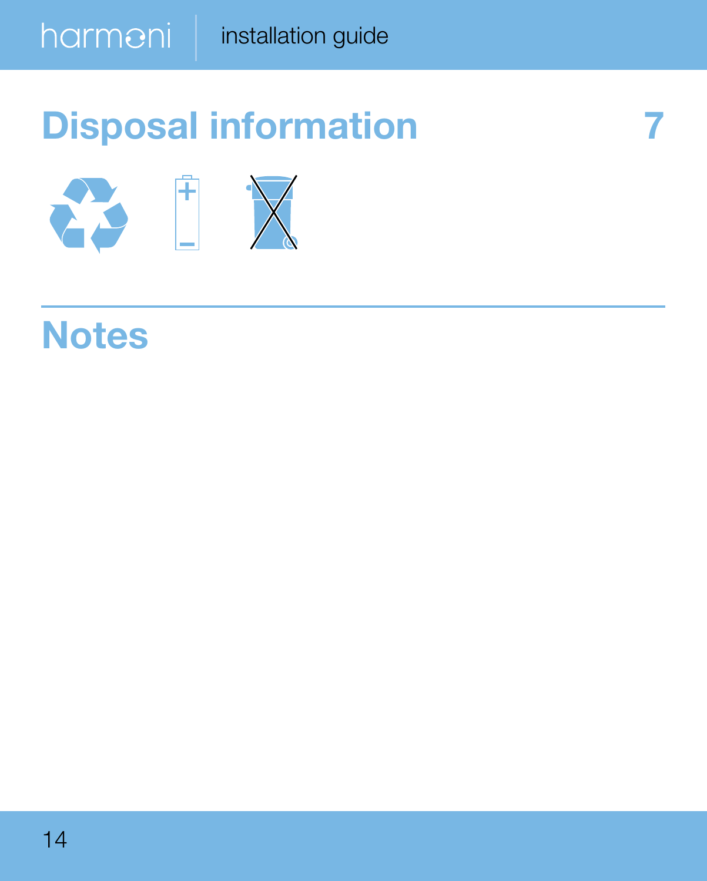## Disposal information 7

## Notes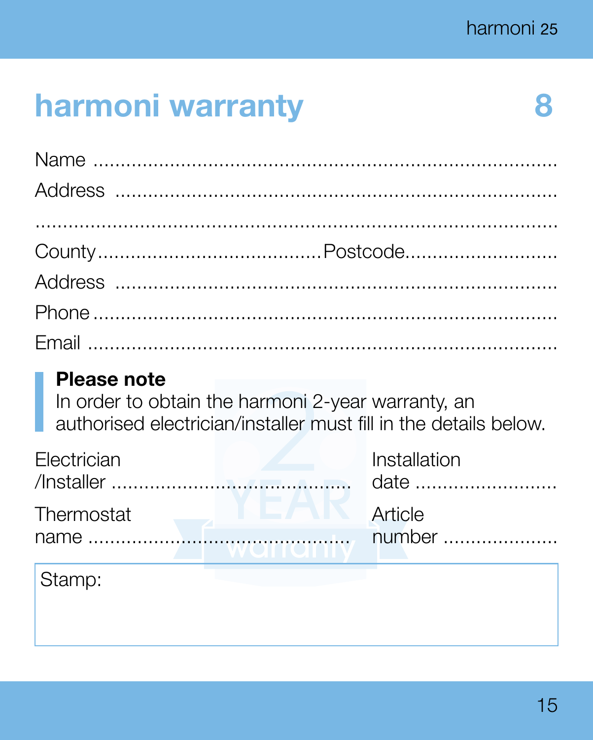## harmoni warranty 8

Name ....................................................................................

Address ................................................................................

..........................................................................................

County........................................Postcode............................

Address ................................................................................

Phone ...................................................................................

Email ....................................................................................

> **Please note**
> In order to obtain the harmoni 2-year warranty, an authorised electrician/installer must fill in the details below.

Electrician /Installer ............................................

Installation date ..........................

Thermostat name ..............................................

Article number .....................

Stamp: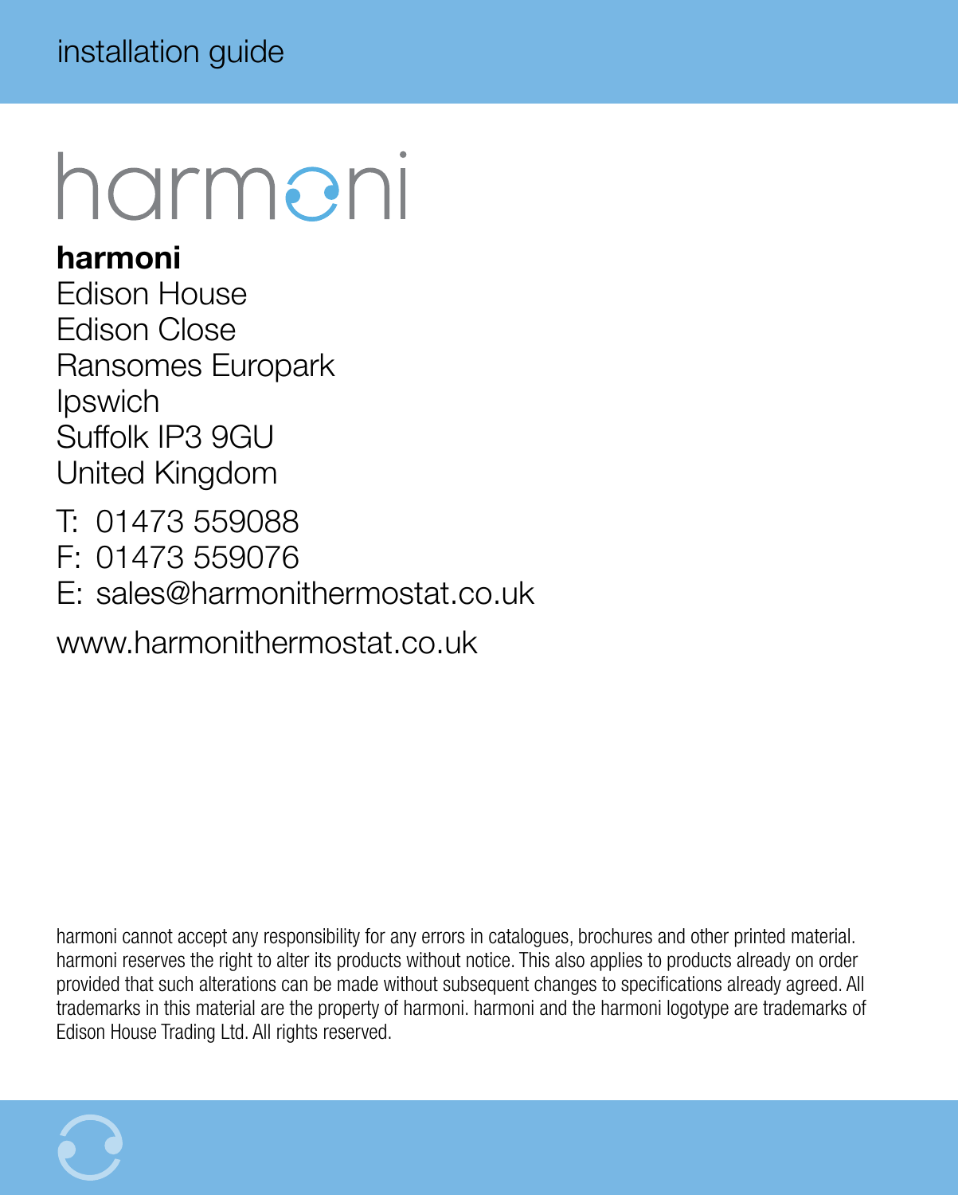harmoni

**harmoni**
Edison House
Edison Close
Ransomes Europark
Ipswich
Suffolk IP3 9GU
United Kingdom

T: 01473 559088
F: 01473 559076
E: sales@harmonithermostat.co.uk

www.harmonithermostat.co.uk

harmoni cannot accept any responsibility for any errors in catalogues, brochures and other printed material. harmoni reserves the right to alter its products without notice. This also applies to products already on order provided that such alterations can be made without subsequent changes to specifications already agreed. All trademarks in this material are the property of harmoni. harmoni and the harmoni logotype are trademarks of Edison House Trading Ltd. All rights reserved.